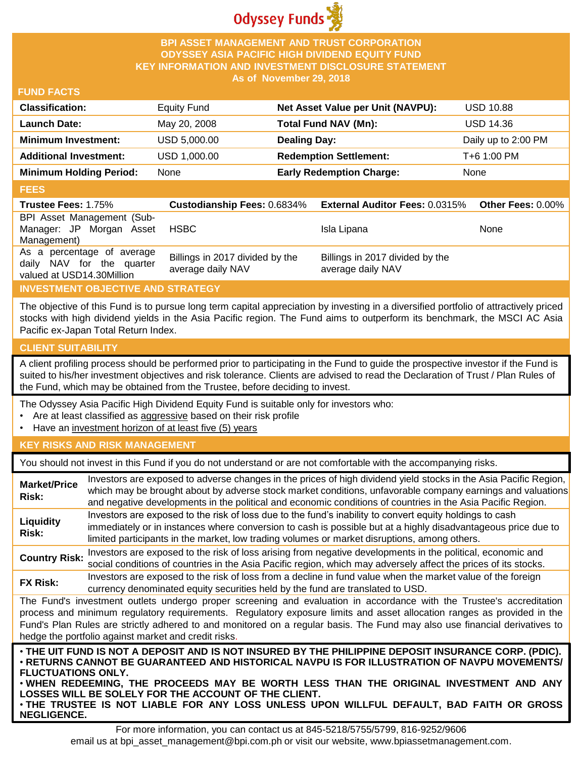Odyssey Funds

# BPI ASSET MANAGEMENT AND TRUST CORPORATION
## ODYSSEY ASIA PACIFIC HIGH DIVIDEND EQUITY FUND
## KEY INFORMATION AND INVESTMENT DISCLOSURE STATEMENT
As of November 29, 2018

### FUND FACTS

| | | | |
|---|---|---|---|
| **Classification:** | Equity Fund | **Net Asset Value per Unit (NAVPU):** | USD 10.88 |
| **Launch Date:** | May 20, 2008 | **Total Fund NAV (Mn):** | USD 14.36 |
| **Minimum Investment:** | USD 5,000.00 | **Dealing Day:** | Daily up to 2:00 PM |
| **Additional Investment:** | USD 1,000.00 | **Redemption Settlement:** | T+6 1:00 PM |
| **Minimum Holding Period:** | None | **Early Redemption Charge:** | None |

### FEES

| **Trustee Fees:** 1.75% | **Custodianship Fees:** 0.6834% | **External Auditor Fees:** 0.0315% | **Other Fees:** 0.00% |
|---|---|---|---|
| BPI Asset Management (Sub-Manager: JP Morgan Asset Management) | HSBC | Isla Lipana | None |
| As a percentage of average daily NAV for the quarter valued at USD14.30Million | Billings in 2017 divided by the average daily NAV | Billings in 2017 divided by the average daily NAV | |

### INVESTMENT OBJECTIVE AND STRATEGY

The objective of this Fund is to pursue long term capital appreciation by investing in a diversified portfolio of attractively priced stocks with high dividend yields in the Asia Pacific region. The Fund aims to outperform its benchmark, the MSCI AC Asia Pacific ex-Japan Total Return Index.

### CLIENT SUITABILITY

A client profiling process should be performed prior to participating in the Fund to guide the prospective investor if the Fund is suited to his/her investment objectives and risk tolerance. Clients are advised to read the Declaration of Trust / Plan Rules of the Fund, which may be obtained from the Trustee, before deciding to invest.

The Odyssey Asia Pacific High Dividend Equity Fund is suitable only for investors who:
- Are at least classified as aggressive based on their risk profile
- Have an investment horizon of at least five (5) years

### KEY RISKS AND RISK MANAGEMENT

You should not invest in this Fund if you do not understand or are not comfortable with the accompanying risks.

| | |
|---|---|
| **Market/Price Risk:** | Investors are exposed to adverse changes in the prices of high dividend yield stocks in the Asia Pacific Region, which may be brought about by adverse stock market conditions, unfavorable company earnings and valuations and negative developments in the political and economic conditions of countries in the Asia Pacific Region. |
| **Liquidity Risk:** | Investors are exposed to the risk of loss due to the fund's inability to convert equity holdings to cash immediately or in instances where conversion to cash is possible but at a highly disadvantageous price due to limited participants in the market, low trading volumes or market disruptions, among others. |
| **Country Risk:** | Investors are exposed to the risk of loss arising from negative developments in the political, economic and social conditions of countries in the Asia Pacific region, which may adversely affect the prices of its stocks. |
| **FX Risk:** | Investors are exposed to the risk of loss from a decline in fund value when the market value of the foreign currency denominated equity securities held by the fund are translated to USD. |

The Fund's investment outlets undergo proper screening and evaluation in accordance with the Trustee's accreditation process and minimum regulatory requirements. Regulatory exposure limits and asset allocation ranges as provided in the Fund's Plan Rules are strictly adhered to and monitored on a regular basis. The Fund may also use financial derivatives to hedge the portfolio against market and credit risks.

**• THE UIT FUND IS NOT A DEPOSIT AND IS NOT INSURED BY THE PHILIPPINE DEPOSIT INSURANCE CORP. (PDIC).**
**• RETURNS CANNOT BE GUARANTEED AND HISTORICAL NAVPU IS FOR ILLUSTRATION OF NAVPU MOVEMENTS/ FLUCTUATIONS ONLY.**
**• WHEN REDEEMING, THE PROCEEDS MAY BE WORTH LESS THAN THE ORIGINAL INVESTMENT AND ANY LOSSES WILL BE SOLELY FOR THE ACCOUNT OF THE CLIENT.**
**• THE TRUSTEE IS NOT LIABLE FOR ANY LOSS UNLESS UPON WILLFUL DEFAULT, BAD FAITH OR GROSS NEGLIGENCE.**

For more information, you can contact us at 845-5218/5755/5799, 816-9252/9606
email us at bpi_asset_management@bpi.com.ph or visit our website, www.bpiassetmanagement.com.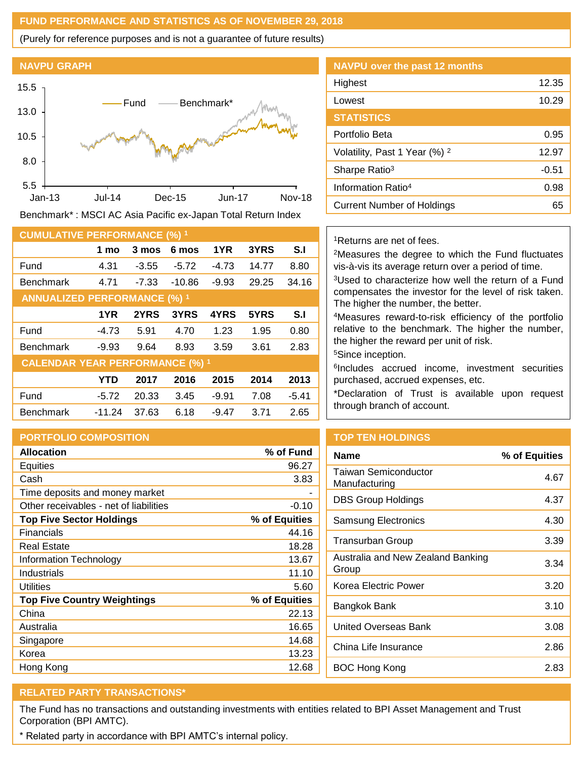## FUND PERFORMANCE AND STATISTICS AS OF NOVEMBER 29, 2018

(Purely for reference purposes and is not a guarantee of future results)

### NAVPU GRAPH

Benchmark* : MSCI AC Asia Pacific ex-Japan Total Return Index

### NAVPU over the past 12 months

| | |
|---|---|
| Highest | 12.35 |
| Lowest | 10.29 |

### STATISTICS

| | |
|---|---|
| Portfolio Beta | 0.95 |
| Volatility, Past 1 Year (%) [2] | 12.97 |
| Sharpe Ratio[3] | -0.51 |
| Information Ratio[4] | 0.98 |
| Current Number of Holdings | 65 |

### CUMULATIVE PERFORMANCE (%) [1]

| | 1 mo | 3 mos | 6 mos | 1YR | 3YRS | S.I |
|---|---|---|---|---|---|---|
| Fund | 4.31 | -3.55 | -5.72 | -4.73 | 14.77 | 8.80 |
| Benchmark | 4.71 | -7.33 | -10.86 | -9.93 | 29.25 | 34.16 |

### ANNUALIZED PERFORMANCE (%) [1]

| | 1YR | 2YRS | 3YRS | 4YRS | 5YRS | S.I |
|---|---|---|---|---|---|---|
| Fund | -4.73 | 5.91 | 4.70 | 1.23 | 1.95 | 0.80 |
| Benchmark | -9.93 | 9.64 | 8.93 | 3.59 | 3.61 | 2.83 |

### CALENDAR YEAR PERFORMANCE (%) [1]

| | YTD | 2017 | 2016 | 2015 | 2014 | 2013 |
|---|---|---|---|---|---|---|
| Fund | -5.72 | 20.33 | 3.45 | -9.91 | 7.08 | -5.41 |
| Benchmark | -11.24 | 37.63 | 6.18 | -9.47 | 3.71 | 2.65 |

[1]Returns are net of fees.

[2]Measures the degree to which the Fund fluctuates vis-à-vis its average return over a period of time.

[3]Used to characterize how well the return of a Fund compensates the investor for the level of risk taken. The higher the number, the better.

[4]Measures reward-to-risk efficiency of the portfolio relative to the benchmark. The higher the number, the higher the reward per unit of risk.

[5]Since inception.

[6]Includes accrued income, investment securities purchased, accrued expenses, etc.

*Declaration of Trust is available upon request through branch of account.

### PORTFOLIO COMPOSITION

| **Allocation** | **% of Fund** |
|---|---|
| Equities | 96.27 |
| Cash | 3.83 |
| Time deposits and money market | - |
| Other receivables - net of liabilities | -0.10 |
| **Top Five Sector Holdings** | **% of Equities** |
| Financials | 44.16 |
| Real Estate | 18.28 |
| Information Technology | 13.67 |
| Industrials | 11.10 |
| Utilities | 5.60 |
| **Top Five Country Weightings** | **% of Equities** |
| China | 22.13 |
| Australia | 16.65 |
| Singapore | 14.68 |
| Korea | 13.23 |
| Hong Kong | 12.68 |

### TOP TEN HOLDINGS

| Name | % of Equities |
|---|---|
| Taiwan Semiconductor Manufacturing | 4.67 |
| DBS Group Holdings | 4.37 |
| Samsung Electronics | 4.30 |
| Transurban Group | 3.39 |
| Australia and New Zealand Banking Group | 3.34 |
| Korea Electric Power | 3.20 |
| Bangkok Bank | 3.10 |
| United Overseas Bank | 3.08 |
| China Life Insurance | 2.86 |
| BOC Hong Kong | 2.83 |

### RELATED PARTY TRANSACTIONS*

The Fund has no transactions and outstanding investments with entities related to BPI Asset Management and Trust Corporation (BPI AMTC).

* Related party in accordance with BPI AMTC's internal policy.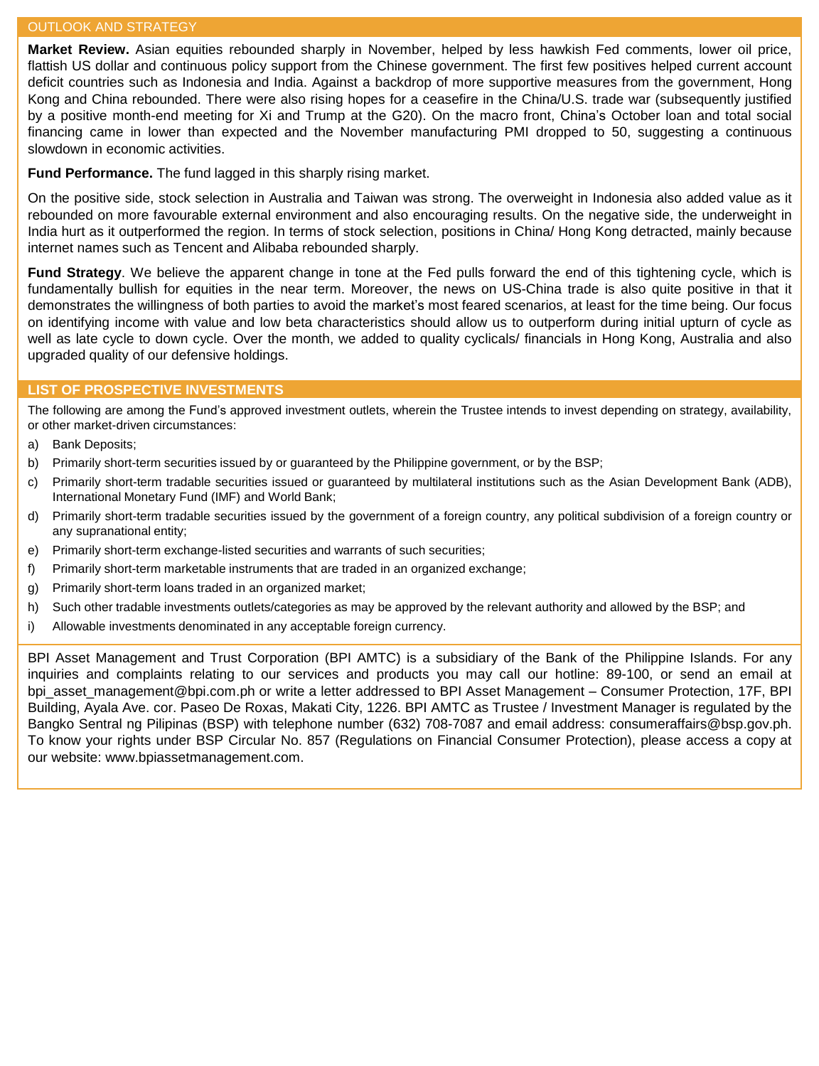## OUTLOOK AND STRATEGY

**Market Review.** Asian equities rebounded sharply in November, helped by less hawkish Fed comments, lower oil price, flattish US dollar and continuous policy support from the Chinese government. The first few positives helped current account deficit countries such as Indonesia and India. Against a backdrop of more supportive measures from the government, Hong Kong and China rebounded. There were also rising hopes for a ceasefire in the China/U.S. trade war (subsequently justified by a positive month-end meeting for Xi and Trump at the G20). On the macro front, China's October loan and total social financing came in lower than expected and the November manufacturing PMI dropped to 50, suggesting a continuous slowdown in economic activities.

**Fund Performance.** The fund lagged in this sharply rising market.

On the positive side, stock selection in Australia and Taiwan was strong. The overweight in Indonesia also added value as it rebounded on more favourable external environment and also encouraging results. On the negative side, the underweight in India hurt as it outperformed the region. In terms of stock selection, positions in China/ Hong Kong detracted, mainly because internet names such as Tencent and Alibaba rebounded sharply.

**Fund Strategy**. We believe the apparent change in tone at the Fed pulls forward the end of this tightening cycle, which is fundamentally bullish for equities in the near term. Moreover, the news on US-China trade is also quite positive in that it demonstrates the willingness of both parties to avoid the market's most feared scenarios, at least for the time being. Our focus on identifying income with value and low beta characteristics should allow us to outperform during initial upturn of cycle as well as late cycle to down cycle. Over the month, we added to quality cyclicals/ financials in Hong Kong, Australia and also upgraded quality of our defensive holdings.

## LIST OF PROSPECTIVE INVESTMENTS

The following are among the Fund's approved investment outlets, wherein the Trustee intends to invest depending on strategy, availability, or other market-driven circumstances:

a) Bank Deposits;
b) Primarily short-term securities issued by or guaranteed by the Philippine government, or by the BSP;
c) Primarily short-term tradable securities issued or guaranteed by multilateral institutions such as the Asian Development Bank (ADB), International Monetary Fund (IMF) and World Bank;
d) Primarily short-term tradable securities issued by the government of a foreign country, any political subdivision of a foreign country or any supranational entity;
e) Primarily short-term exchange-listed securities and warrants of such securities;
f) Primarily short-term marketable instruments that are traded in an organized exchange;
g) Primarily short-term loans traded in an organized market;
h) Such other tradable investments outlets/categories as may be approved by the relevant authority and allowed by the BSP; and
i) Allowable investments denominated in any acceptable foreign currency.

BPI Asset Management and Trust Corporation (BPI AMTC) is a subsidiary of the Bank of the Philippine Islands. For any inquiries and complaints relating to our services and products you may call our hotline: 89-100, or send an email at bpi_asset_management@bpi.com.ph or write a letter addressed to BPI Asset Management – Consumer Protection, 17F, BPI Building, Ayala Ave. cor. Paseo De Roxas, Makati City, 1226. BPI AMTC as Trustee / Investment Manager is regulated by the Bangko Sentral ng Pilipinas (BSP) with telephone number (632) 708-7087 and email address: consumeraffairs@bsp.gov.ph. To know your rights under BSP Circular No. 857 (Regulations on Financial Consumer Protection), please access a copy at our website: www.bpiassetmanagement.com.